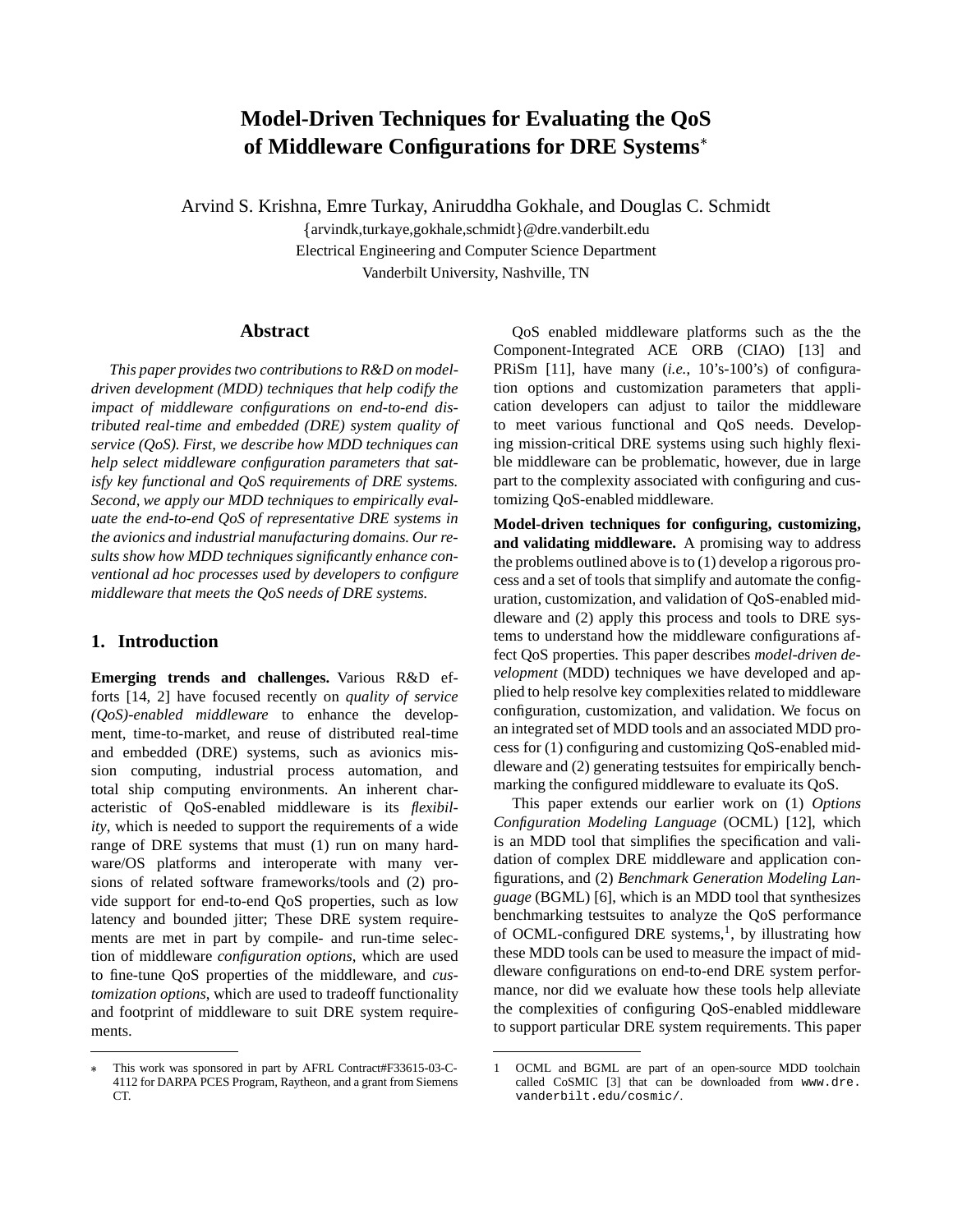# Model-Driven Techniques for Evaluating the QoS of Middleware Configurations for DRE Systems*

Arvind S. Krishna, Emre Turkay, Aniruddha Gokhale, and Douglas C. Schmidt

{arvindk,turkaye,gokhale,schmidt}@dre.vanderbilt.edu
Electrical Engineering and Computer Science Department
Vanderbilt University, Nashville, TN

## Abstract

*This paper provides two contributions to R&D on model-driven development (MDD) techniques that help codify the impact of middleware configurations on end-to-end distributed real-time and embedded (DRE) system quality of service (QoS). First, we describe how MDD techniques can help select middleware configuration parameters that satisfy key functional and QoS requirements of DRE systems. Second, we apply our MDD techniques to empirically evaluate the end-to-end QoS of representative DRE systems in the avionics and industrial manufacturing domains. Our results show how MDD techniques significantly enhance conventional ad hoc processes used by developers to configure middleware that meets the QoS needs of DRE systems.*

## 1. Introduction

**Emerging trends and challenges.** Various R&D efforts [14, 2] have focused recently on *quality of service (QoS)-enabled middleware* to enhance the development, time-to-market, and reuse of distributed real-time and embedded (DRE) systems, such as avionics mission computing, industrial process automation, and total ship computing environments. An inherent characteristic of QoS-enabled middleware is its *flexibility*, which is needed to support the requirements of a wide range of DRE systems that must (1) run on many hardware/OS platforms and interoperate with many versions of related software frameworks/tools and (2) provide support for end-to-end QoS properties, such as low latency and bounded jitter; These DRE system requirements are met in part by compile- and run-time selection of middleware *configuration options*, which are used to fine-tune QoS properties of the middleware, and *customization options*, which are used to tradeoff functionality and footprint of middleware to suit DRE system requirements.

QoS enabled middleware platforms such as the the Component-Integrated ACE ORB (CIAO) [13] and PRiSm [11], have many (*i.e.*, 10's-100's) of configuration options and customization parameters that application developers can adjust to tailor the middleware to meet various functional and QoS needs. Developing mission-critical DRE systems using such highly flexible middleware can be problematic, however, due in large part to the complexity associated with configuring and customizing QoS-enabled middleware.

**Model-driven techniques for configuring, customizing, and validating middleware.** A promising way to address the problems outlined above is to (1) develop a rigorous process and a set of tools that simplify and automate the configuration, customization, and validation of QoS-enabled middleware and (2) apply this process and tools to DRE systems to understand how the middleware configurations affect QoS properties. This paper describes *model-driven development* (MDD) techniques we have developed and applied to help resolve key complexities related to middleware configuration, customization, and validation. We focus on an integrated set of MDD tools and an associated MDD process for (1) configuring and customizing QoS-enabled middleware and (2) generating testsuites for empirically benchmarking the configured middleware to evaluate its QoS.

This paper extends our earlier work on (1) *Options Configuration Modeling Language* (OCML) [12], which is an MDD tool that simplifies the specification and validation of complex DRE middleware and application configurations, and (2) *Benchmark Generation Modeling Language* (BGML) [6], which is an MDD tool that synthesizes benchmarking testsuites to analyze the QoS performance of OCML-configured DRE systems,[1], by illustrating how these MDD tools can be used to measure the impact of middleware configurations on end-to-end DRE system performance, nor did we evaluate how these tools help alleviate the complexities of configuring QoS-enabled middleware to support particular DRE system requirements. This paper

---

* This work was sponsored in part by AFRL Contract#F33615-03-C-4112 for DARPA PCES Program, Raytheon, and a grant from Siemens CT.

1 OCML and BGML are part of an open-source MDD toolchain called CoSMIC [3] that can be downloaded from www.dre.vanderbilt.edu/cosmic/.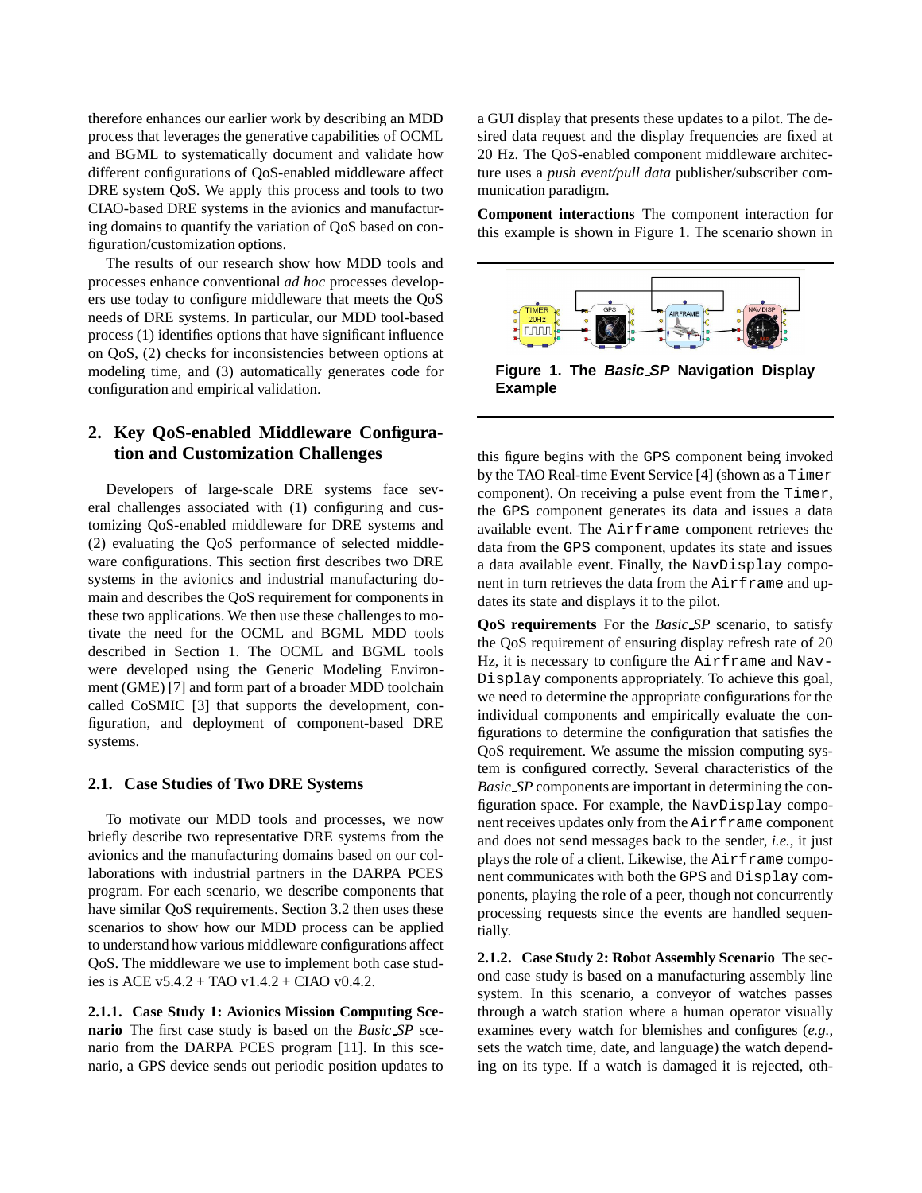therefore enhances our earlier work by describing an MDD process that leverages the generative capabilities of OCML and BGML to systematically document and validate how different configurations of QoS-enabled middleware affect DRE system QoS. We apply this process and tools to two CIAO-based DRE systems in the avionics and manufacturing domains to quantify the variation of QoS based on configuration/customization options.

The results of our research show how MDD tools and processes enhance conventional *ad hoc* processes developers use today to configure middleware that meets the QoS needs of DRE systems. In particular, our MDD tool-based process (1) identifies options that have significant influence on QoS, (2) checks for inconsistencies between options at modeling time, and (3) automatically generates code for configuration and empirical validation.

## 2. Key QoS-enabled Middleware Configuration and Customization Challenges

Developers of large-scale DRE systems face several challenges associated with (1) configuring and customizing QoS-enabled middleware for DRE systems and (2) evaluating the QoS performance of selected middleware configurations. This section first describes two DRE systems in the avionics and industrial manufacturing domain and describes the QoS requirement for components in these two applications. We then use these challenges to motivate the need for the OCML and BGML MDD tools described in Section 1. The OCML and BGML tools were developed using the Generic Modeling Environment (GME) [7] and form part of a broader MDD toolchain called CoSMIC [3] that supports the development, configuration, and deployment of component-based DRE systems.

### 2.1. Case Studies of Two DRE Systems

To motivate our MDD tools and processes, we now briefly describe two representative DRE systems from the avionics and the manufacturing domains based on our collaborations with industrial partners in the DARPA PCES program. For each scenario, we describe components that have similar QoS requirements. Section 3.2 then uses these scenarios to show how our MDD process can be applied to understand how various middleware configurations affect QoS. The middleware we use to implement both case studies is ACE v5.4.2 + TAO v1.4.2 + CIAO v0.4.2.

**2.1.1. Case Study 1: Avionics Mission Computing Scenario** The first case study is based on the *Basic_SP* scenario from the DARPA PCES program [11]. In this scenario, a GPS device sends out periodic position updates to a GUI display that presents these updates to a pilot. The desired data request and the display frequencies are fixed at 20 Hz. The QoS-enabled component middleware architecture uses a *push event/pull data* publisher/subscriber communication paradigm.

**Component interactions** The component interaction for this example is shown in Figure 1. The scenario shown in this figure begins with the `GPS` component being invoked by the TAO Real-time Event Service [4] (shown as a `Timer` component). On receiving a pulse event from the `Timer`, the `GPS` component generates its data and issues a data available event. The `Airframe` component retrieves the data from the `GPS` component, updates its state and issues a data available event. Finally, the `NavDisplay` component in turn retrieves the data from the `Airframe` and updates its state and displays it to the pilot.

**Figure 1. The *Basic_SP* Navigation Display Example**

**QoS requirements** For the *Basic_SP* scenario, to satisfy the QoS requirement of ensuring display refresh rate of 20 Hz, it is necessary to configure the `Airframe` and `NavDisplay` components appropriately. To achieve this goal, we need to determine the appropriate configurations for the individual components and empirically evaluate the configurations to determine the configuration that satisfies the QoS requirement. We assume the mission computing system is configured correctly. Several characteristics of the *Basic_SP* components are important in determining the configuration space. For example, the `NavDisplay` component receives updates only from the `Airframe` component and does not send messages back to the sender, *i.e.*, it just plays the role of a client. Likewise, the `Airframe` component communicates with both the `GPS` and `Display` components, playing the role of a peer, though not concurrently processing requests since the events are handled sequentially.

**2.1.2. Case Study 2: Robot Assembly Scenario** The second case study is based on a manufacturing assembly line system. In this scenario, a conveyor of watches passes through a watch station where a human operator visually examines every watch for blemishes and configures (*e.g.*, sets the watch time, date, and language) the watch depending on its type. If a watch is damaged it is rejected, oth-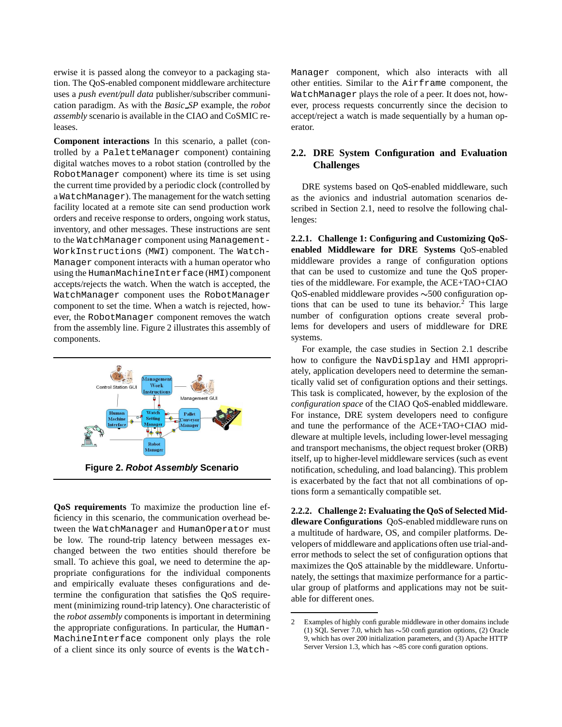erwise it is passed along the conveyor to a packaging station. The QoS-enabled component middleware architecture uses a *push event/pull data* publisher/subscriber communication paradigm. As with the *Basic_SP* example, the *robot assembly* scenario is available in the CIAO and CoSMIC releases.

**Component interactions** In this scenario, a pallet (controlled by a PaletteManager component) containing digital watches moves to a robot station (controlled by the RobotManager component) where its time is set using the current time provided by a periodic clock (controlled by a WatchManager). The management for the watch setting facility located at a remote site can send production work orders and receive response to orders, ongoing work status, inventory, and other messages. These instructions are sent to the WatchManager component using Management-WorkInstructions (MWI) component. The Watch-Manager component interacts with a human operator who using the HumanMachineInterface (HMI) component accepts/rejects the watch. When the watch is accepted, the WatchManager component uses the RobotManager component to set the time. When a watch is rejected, however, the RobotManager component removes the watch from the assembly line. Figure 2 illustrates this assembly of components.

**Figure 2. *Robot Assembly* Scenario**

**QoS requirements** To maximize the production line efficiency in this scenario, the communication overhead between the WatchManager and HumanOperator must be low. The round-trip latency between messages exchanged between the two entities should therefore be small. To achieve this goal, we need to determine the appropriate configurations for the individual components and empirically evaluate theses configurations and determine the configuration that satisfies the QoS requirement (minimizing round-trip latency). One characteristic of the *robot assembly* components is important in determining the appropriate configurations. In particular, the Human-MachineInterface component only plays the role of a client since its only source of events is the Watch-Manager component, which also interacts with all other entities. Similar to the Airframe component, the WatchManager plays the role of a peer. It does not, however, process requests concurrently since the decision to accept/reject a watch is made sequentially by a human operator.

## 2.2. DRE System Configuration and Evaluation Challenges

DRE systems based on QoS-enabled middleware, such as the avionics and industrial automation scenarios described in Section 2.1, need to resolve the following challenges:

**2.2.1. Challenge 1: Configuring and Customizing QoS-enabled Middleware for DRE Systems** QoS-enabled middleware provides a range of configuration options that can be used to customize and tune the QoS properties of the middleware. For example, the ACE+TAO+CIAO QoS-enabled middleware provides ∼500 configuration options that can be used to tune its behavior.[2] This large number of configuration options create several problems for developers and users of middleware for DRE systems.

For example, the case studies in Section 2.1 describe how to configure the NavDisplay and HMI appropriately, application developers need to determine the semantically valid set of configuration options and their settings. This task is complicated, however, by the explosion of the *configuration space* of the CIAO QoS-enabled middleware. For instance, DRE system developers need to configure and tune the performance of the ACE+TAO+CIAO middleware at multiple levels, including lower-level messaging and transport mechanisms, the object request broker (ORB) itself, up to higher-level middleware services (such as event notification, scheduling, and load balancing). This problem is exacerbated by the fact that not all combinations of options form a semantically compatible set.

**2.2.2. Challenge 2: Evaluating the QoS of Selected Middleware Configurations** QoS-enabled middleware runs on a multitude of hardware, OS, and compiler platforms. Developers of middleware and applications often use trial-and-error methods to select the set of configuration options that maximizes the QoS attainable by the middleware. Unfortunately, the settings that maximize performance for a particular group of platforms and applications may not be suitable for different ones.

---

2 Examples of highly configurable middleware in other domains include (1) SQL Server 7.0, which has ∼50 configuration options, (2) Oracle 9, which has over 200 initialization parameters, and (3) Apache HTTP Server Version 1.3, which has ∼85 core configuration options.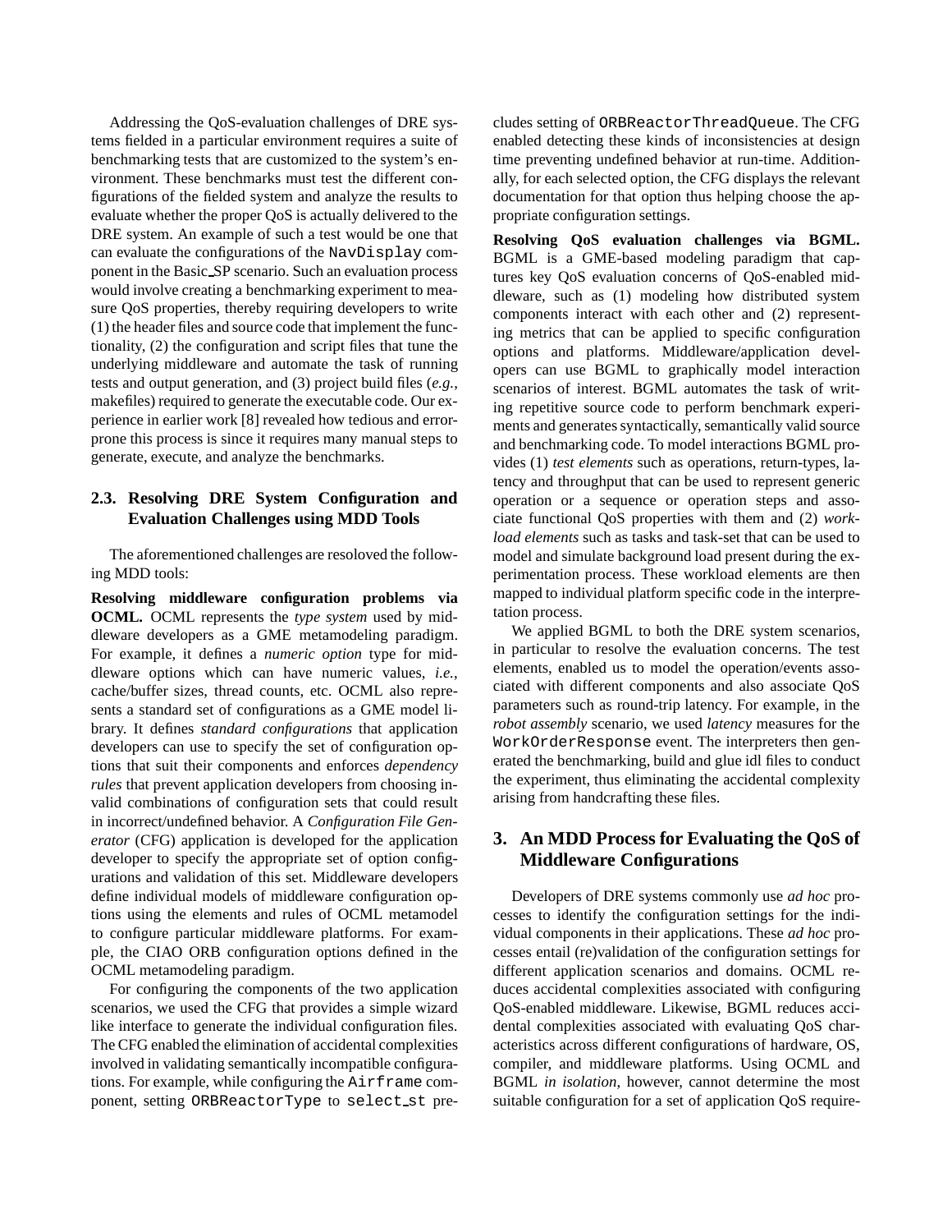Addressing the QoS-evaluation challenges of DRE systems fielded in a particular environment requires a suite of benchmarking tests that are customized to the system's environment. These benchmarks must test the different configurations of the fielded system and analyze the results to evaluate whether the proper QoS is actually delivered to the DRE system. An example of such a test would be one that can evaluate the configurations of the `NavDisplay` component in the Basic_SP scenario. Such an evaluation process would involve creating a benchmarking experiment to measure QoS properties, thereby requiring developers to write (1) the header files and source code that implement the functionality, (2) the configuration and script files that tune the underlying middleware and automate the task of running tests and output generation, and (3) project build files (*e.g.*, makefiles) required to generate the executable code. Our experience in earlier work [8] revealed how tedious and error-prone this process is since it requires many manual steps to generate, execute, and analyze the benchmarks.

### 2.3. Resolving DRE System Configuration and Evaluation Challenges using MDD Tools

The aforementioned challenges are resoloved the following MDD tools:

**Resolving middleware configuration problems via OCML.** OCML represents the *type system* used by middleware developers as a GME metamodeling paradigm. For example, it defines a *numeric option* type for middleware options which can have numeric values, *i.e.*, cache/buffer sizes, thread counts, etc. OCML also represents a standard set of configurations as a GME model library. It defines *standard configurations* that application developers can use to specify the set of configuration options that suit their components and enforces *dependency rules* that prevent application developers from choosing invalid combinations of configuration sets that could result in incorrect/undefined behavior. A *Configuration File Generator* (CFG) application is developed for the application developer to specify the appropriate set of option configurations and validation of this set. Middleware developers define individual models of middleware configuration options using the elements and rules of OCML metamodel to configure particular middleware platforms. For example, the CIAO ORB configuration options defined in the OCML metamodeling paradigm.

For configuring the components of the two application scenarios, we used the CFG that provides a simple wizard like interface to generate the individual configuration files. The CFG enabled the elimination of accidental complexities involved in validating semantically incompatible configurations. For example, while configuring the `Airframe` component, setting `ORBReactorType` to `select_st` precludes setting of `ORBReactorThreadQueue`. The CFG enabled detecting these kinds of inconsistencies at design time preventing undefined behavior at run-time. Additionally, for each selected option, the CFG displays the relevant documentation for that option thus helping choose the appropriate configuration settings.

**Resolving QoS evaluation challenges via BGML.** BGML is a GME-based modeling paradigm that captures key QoS evaluation concerns of QoS-enabled middleware, such as (1) modeling how distributed system components interact with each other and (2) representing metrics that can be applied to specific configuration options and platforms. Middleware/application developers can use BGML to graphically model interaction scenarios of interest. BGML automates the task of writing repetitive source code to perform benchmark experiments and generates syntactically, semantically valid source and benchmarking code. To model interactions BGML provides (1) *test elements* such as operations, return-types, latency and throughput that can be used to represent generic operation or a sequence or operation steps and associate functional QoS properties with them and (2) *workload elements* such as tasks and task-set that can be used to model and simulate background load present during the experimentation process. These workload elements are then mapped to individual platform specific code in the interpretation process.

We applied BGML to both the DRE system scenarios, in particular to resolve the evaluation concerns. The test elements, enabled us to model the operation/events associated with different components and also associate QoS parameters such as round-trip latency. For example, in the *robot assembly* scenario, we used *latency* measures for the `WorkOrderResponse` event. The interpreters then generated the benchmarking, build and glue idl files to conduct the experiment, thus eliminating the accidental complexity arising from handcrafting these files.

## 3. An MDD Process for Evaluating the QoS of Middleware Configurations

Developers of DRE systems commonly use *ad hoc* processes to identify the configuration settings for the individual components in their applications. These *ad hoc* processes entail (re)validation of the configuration settings for different application scenarios and domains. OCML reduces accidental complexities associated with configuring QoS-enabled middleware. Likewise, BGML reduces accidental complexities associated with evaluating QoS characteristics across different configurations of hardware, OS, compiler, and middleware platforms. Using OCML and BGML *in isolation*, however, cannot determine the most suitable configuration for a set of application QoS require-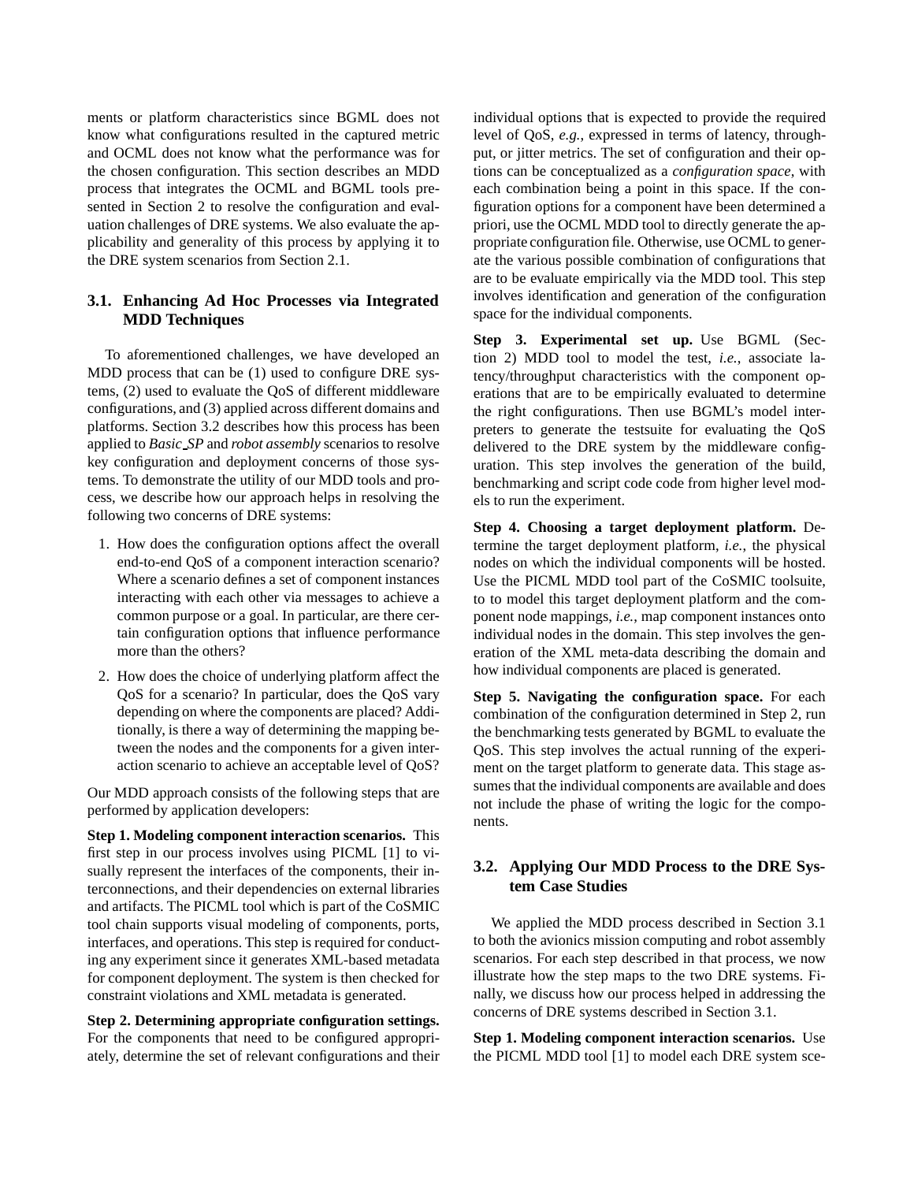ments or platform characteristics since BGML does not know what configurations resulted in the captured metric and OCML does not know what the performance was for the chosen configuration. This section describes an MDD process that integrates the OCML and BGML tools presented in Section 2 to resolve the configuration and evaluation challenges of DRE systems. We also evaluate the applicability and generality of this process by applying it to the DRE system scenarios from Section 2.1.

### 3.1. Enhancing Ad Hoc Processes via Integrated MDD Techniques

To aforementioned challenges, we have developed an MDD process that can be (1) used to configure DRE systems, (2) used to evaluate the QoS of different middleware configurations, and (3) applied across different domains and platforms. Section 3.2 describes how this process has been applied to *Basic_SP* and *robot assembly* scenarios to resolve key configuration and deployment concerns of those systems. To demonstrate the utility of our MDD tools and process, we describe how our approach helps in resolving the following two concerns of DRE systems:

1. How does the configuration options affect the overall end-to-end QoS of a component interaction scenario? Where a scenario defines a set of component instances interacting with each other via messages to achieve a common purpose or a goal. In particular, are there certain configuration options that influence performance more than the others?
2. How does the choice of underlying platform affect the QoS for a scenario? In particular, does the QoS vary depending on where the components are placed? Additionally, is there a way of determining the mapping between the nodes and the components for a given interaction scenario to achieve an acceptable level of QoS?

Our MDD approach consists of the following steps that are performed by application developers:

**Step 1. Modeling component interaction scenarios.** This first step in our process involves using PICML [1] to visually represent the interfaces of the components, their interconnections, and their dependencies on external libraries and artifacts. The PICML tool which is part of the CoSMIC tool chain supports visual modeling of components, ports, interfaces, and operations. This step is required for conducting any experiment since it generates XML-based metadata for component deployment. The system is then checked for constraint violations and XML metadata is generated.

**Step 2. Determining appropriate configuration settings.** For the components that need to be configured appropriately, determine the set of relevant configurations and their individual options that is expected to provide the required level of QoS, *e.g.,* expressed in terms of latency, throughput, or jitter metrics. The set of configuration and their options can be conceptualized as a *configuration space*, with each combination being a point in this space. If the configuration options for a component have been determined a priori, use the OCML MDD tool to directly generate the appropriate configuration file. Otherwise, use OCML to generate the various possible combination of configurations that are to be evaluate empirically via the MDD tool. This step involves identification and generation of the configuration space for the individual components.

**Step 3. Experimental set up.** Use BGML (Section 2) MDD tool to model the test, *i.e.,* associate latency/throughput characteristics with the component operations that are to be empirically evaluated to determine the right configurations. Then use BGML's model interpreters to generate the testsuite for evaluating the QoS delivered to the DRE system by the middleware configuration. This step involves the generation of the build, benchmarking and script code code from higher level models to run the experiment.

**Step 4. Choosing a target deployment platform.** Determine the target deployment platform, *i.e.,* the physical nodes on which the individual components will be hosted. Use the PICML MDD tool part of the CoSMIC toolsuite, to to model this target deployment platform and the component node mappings, *i.e.,* map component instances onto individual nodes in the domain. This step involves the generation of the XML meta-data describing the domain and how individual components are placed is generated.

**Step 5. Navigating the configuration space.** For each combination of the configuration determined in Step 2, run the benchmarking tests generated by BGML to evaluate the QoS. This step involves the actual running of the experiment on the target platform to generate data. This stage assumes that the individual components are available and does not include the phase of writing the logic for the components.

### 3.2. Applying Our MDD Process to the DRE System Case Studies

We applied the MDD process described in Section 3.1 to both the avionics mission computing and robot assembly scenarios. For each step described in that process, we now illustrate how the step maps to the two DRE systems. Finally, we discuss how our process helped in addressing the concerns of DRE systems described in Section 3.1.

**Step 1. Modeling component interaction scenarios.** Use the PICML MDD tool [1] to model each DRE system sce-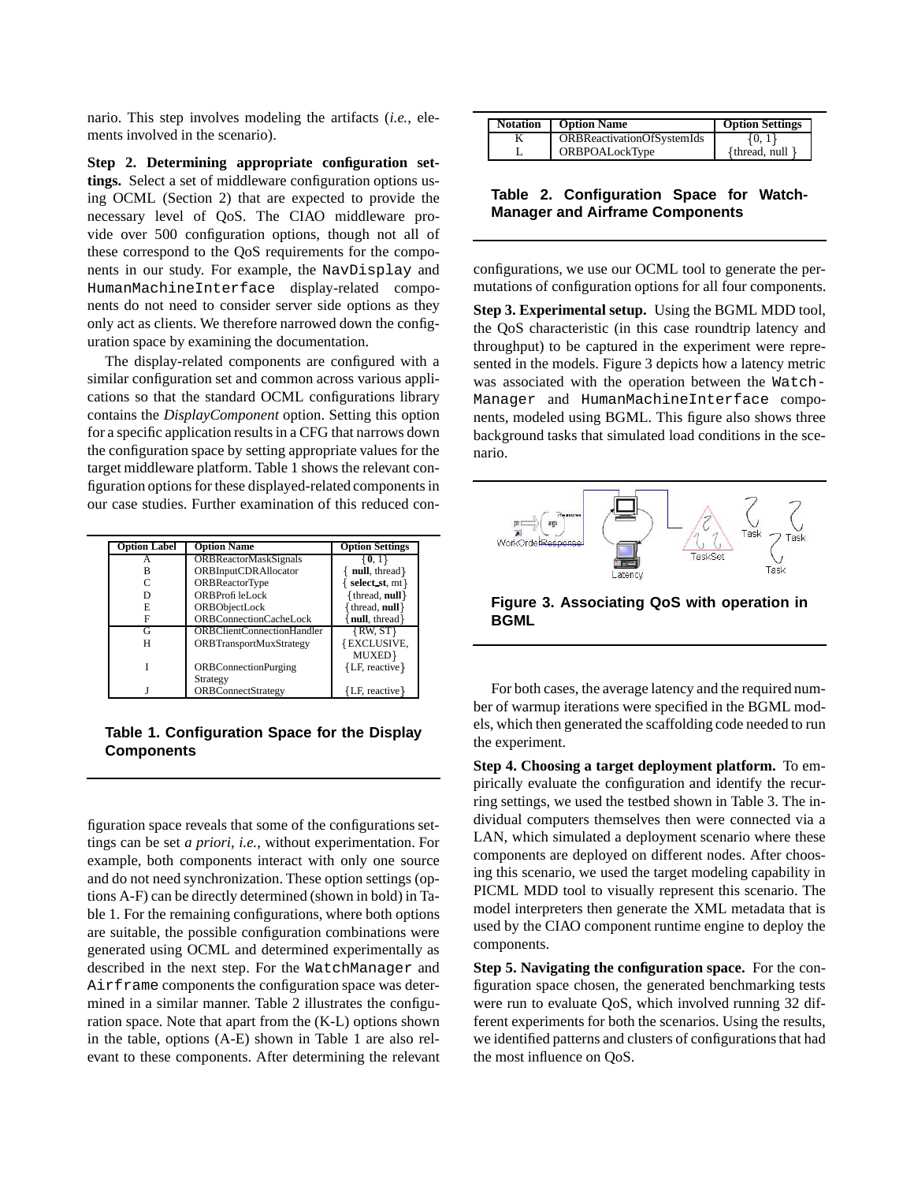nario. This step involves modeling the artifacts (*i.e.*, elements involved in the scenario).

**Step 2. Determining appropriate configuration settings.** Select a set of middleware configuration options using OCML (Section 2) that are expected to provide the necessary level of QoS. The CIAO middleware provide over 500 configuration options, though not all of these correspond to the QoS requirements for the components in our study. For example, the NavDisplay and HumanMachineInterface display-related components do not need to consider server side options as they only act as clients. We therefore narrowed down the configuration space by examining the documentation.

The display-related components are configured with a similar configuration set and common across various applications so that the standard OCML configurations library contains the *DisplayComponent* option. Setting this option for a specific application results in a CFG that narrows down the configuration space by setting appropriate values for the target middleware platform. Table 1 shows the relevant configuration options for these displayed-related components in our case studies. Further examination of this reduced configuration space reveals that some of the configurations settings can be set *a priori*, *i.e.*, without experimentation. For example, both components interact with only one source and do not need synchronization. These option settings (options A-F) can be directly determined (shown in bold) in Table 1. For the remaining configurations, where both options are suitable, the possible configuration combinations were generated using OCML and determined experimentally as described in the next step. For the WatchManager and Airframe components the configuration space was determined in a similar manner. Table 2 illustrates the configuration space. Note that apart from the (K-L) options shown in the table, options (A-E) shown in Table 1 are also relevant to these components. After determining the relevant configurations, we use our OCML tool to generate the permutations of configuration options for all four components.

| Option Label | Option Name | Option Settings |
|---|---|---|
| A | ORBReactorMaskSignals | {**0**, 1} |
| B | ORBInputCDRAllocator | { **null**, thread} |
| C | ORBReactorType | { **select_st**, mt} |
| D | ORBProfileLock | {thread, **null**} |
| E | ORBObjectLock | {thread, **null**} |
| F | ORBConnectionCacheLock | {**null**, thread} |
| G | ORBClientConnectionHandler | {RW, ST} |
| H | ORBTransportMuxStrategy | {EXCLUSIVE, MUXED} |
| I | ORBConnectionPurging Strategy | {LF, reactive} |
| J | ORBConnectStrategy | {LF, reactive} |

**Table 1. Configuration Space for the Display Components**

| Notation | Option Name | Option Settings |
|---|---|---|
| K | ORBReactivationOfSystemIds | {0, 1} |
| L | ORBPOALockType | {thread, null } |

**Table 2. Configuration Space for WatchManager and Airframe Components**

**Step 3. Experimental setup.** Using the BGML MDD tool, the QoS characteristic (in this case roundtrip latency and throughput) to be captured in the experiment were represented in the models. Figure 3 depicts how a latency metric was associated with the operation between the WatchManager and HumanMachineInterface components, modeled using BGML. This figure also shows three background tasks that simulated load conditions in the scenario.

**Figure 3. Associating QoS with operation in BGML**

For both cases, the average latency and the required number of warmup iterations were specified in the BGML models, which then generated the scaffolding code needed to run the experiment.

**Step 4. Choosing a target deployment platform.** To empirically evaluate the configuration and identify the recurring settings, we used the testbed shown in Table 3. The individual computers themselves then were connected via a LAN, which simulated a deployment scenario where these components are deployed on different nodes. After choosing this scenario, we used the target modeling capability in PICML MDD tool to visually represent this scenario. The model interpreters then generate the XML metadata that is used by the CIAO component runtime engine to deploy the components.

**Step 5. Navigating the configuration space.** For the configuration space chosen, the generated benchmarking tests were run to evaluate QoS, which involved running 32 different experiments for both the scenarios. Using the results, we identified patterns and clusters of configurations that had the most influence on QoS.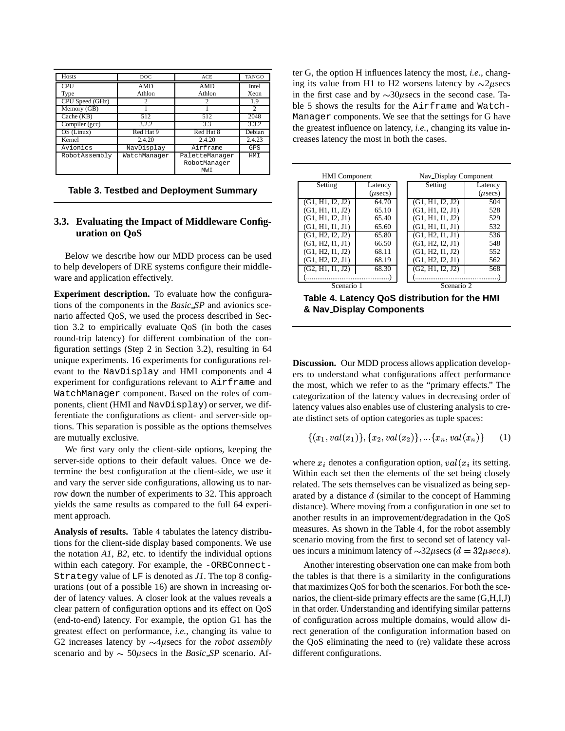| Hosts | DOC | ACE | TANGO |
| --- | --- | --- | --- |
| CPU Type | AMD Athlon | AMD Athlon | Intel Xeon |
| CPU Speed (GHz) | 2 | 2 | 1.9 |
| Memory (GB) | 1 | 1 | 2 |
| Cache (KB) | 512 | 512 | 2048 |
| Compiler (gcc) | 3.2.2 | 3.3 | 3.3.2 |
| OS (Linux) | Red Hat 9 | Red Hat 8 | Debian |
| Kernel | 2.4.20 | 2.4.20 | 2.4.23 |
| `Avionics` | `NavDisplay` | `Airframe` | `GPS` |
| `RobotAssembly` | `WatchManager` | `PaletteManager` `RobotManager` `MWI` | `HMI` |

**Table 3. Testbed and Deployment Summary**

### 3.3. Evaluating the Impact of Middleware Configuration on QoS

Below we describe how our MDD process can be used to help developers of DRE systems configure their middleware and application effectively.

**Experiment description.** To evaluate how the configurations of the components in the *Basic_SP* and avionics scenario affected QoS, we used the process described in Section 3.2 to empirically evaluate QoS (in both the cases round-trip latency) for different combination of the configuration settings (Step 2 in Section 3.2), resulting in 64 unique experiments. 16 experiments for configurations relevant to the `NavDisplay` and HMI components and 4 experiment for configurations relevant to `Airframe` and `WatchManager` component. Based on the roles of components, client (HMI and `NavDisplay`) or server, we differentiate the configurations as client- and server-side options. This separation is possible as the options themselves are mutually exclusive.

We first vary only the client-side options, keeping the server-side options to their default values. Once we determine the best configuration at the client-side, we use it and vary the server side configurations, allowing us to narrow down the number of experiments to 32. This approach yields the same results as compared to the full 64 experiment approach.

**Analysis of results.** Table 4 tabulates the latency distributions for the client-side display based components. We use the notation *A1*, *B2*, etc. to identify the individual options within each category. For example, the `-ORBConnect-Strategy` value of `LF` is denoted as *J1*. The top 8 configurations (out of a possible 16) are shown in increasing order of latency values. A closer look at the values reveals a clear pattern of configuration options and its effect on QoS (end-to-end) latency. For example, the option G1 has the greatest effect on performance, *i.e.*, changing its value to G2 increases latency by ∼4$\mu$secs for the *robot assembly* scenario and by ∼ 50$\mu$secs in the *Basic_SP* scenario. After G, the option H influences latency the most, *i.e.*, changing its value from H1 to H2 worsens latency by ∼2$\mu$secs in the first case and by ∼30$\mu$secs in the second case. Table 5 shows the results for the `Airframe` and `WatchManager` components. We see that the settings for G have the greatest influence on latency, *i.e.*, changing its value increases latency the most in both the cases.

| HMI Component | | Nav_Display Component | |
| --- | --- | --- | --- |
| Setting | Latency ($\mu$secs) | Setting | Latency ($\mu$secs) |
| (G1, H1, I2, J2) | 64.70 | (G1, H1, I2, J2) | 504 |
| (G1, H1, I1, J2) | 65.10 | (G1, H1, I2, J1) | 528 |
| (G1, H1, I2, J1) | 65.40 | (G1, H1, I1, J2) | 529 |
| (G1, H1, I1, J1) | 65.60 | (G1, H1, I1, J1) | 532 |
| (G1, H2, I2, J2) | 65.80 | (G1, H2, I1, J1) | 536 |
| (G1, H2, I1, J1) | 66.50 | (G1, H2, I2, J1) | 548 |
| (G1, H2, I1, J2) | 68.11 | (G1, H2, I2, J2) | 552 |
| (G1, H2, I2, J1) | 68.19 | (G1, H2, I2, J1) | 562 |
| (G2, H1, I1, J2) | 68.30 | (G2, H1, I2, J2) | 568 |
| (.............................................) | | (.............................................) | |
| Scenario 1 | | Scenario 2 | |

**Table 4. Latency QoS distribution for the HMI & Nav_Display Components**

**Discussion.** Our MDD process allows application developers to understand what configurations affect performance the most, which we refer to as the "primary effects." The categorization of the latency values in decreasing order of latency values also enables use of clustering analysis to create distinct sets of option categories as tuple spaces:

$$\{(x_1, val(x_1)\}, \{x_2, val(x_2)\}, ...\{x_n, val(x_n)\} \qquad (1)$$

where $x_i$ denotes a configuration option, $val(x_i$ its setting. Within each set then the elements of the set being closely related. The sets themselves can be visualized as being separated by a distance $d$ (similar to the concept of Hamming distance). Where moving from a configuration in one set to another results in an improvement/degradation in the QoS measures. As shown in the Table 4, for the robot assembly scenario moving from the first to second set of latency values incurs a minimum latency of ∼32$\mu$secs ($d = 32\mu secs$).

Another interesting observation one can make from both the tables is that there is a similarity in the configurations that maximizes QoS for both the scenarios. For both the scenarios, the client-side primary effects are the same (G,H,I,J) in that order. Understanding and identifying similar patterns of configuration across multiple domains, would allow direct generation of the configuration information based on the QoS eliminating the need to (re) validate these across different configurations.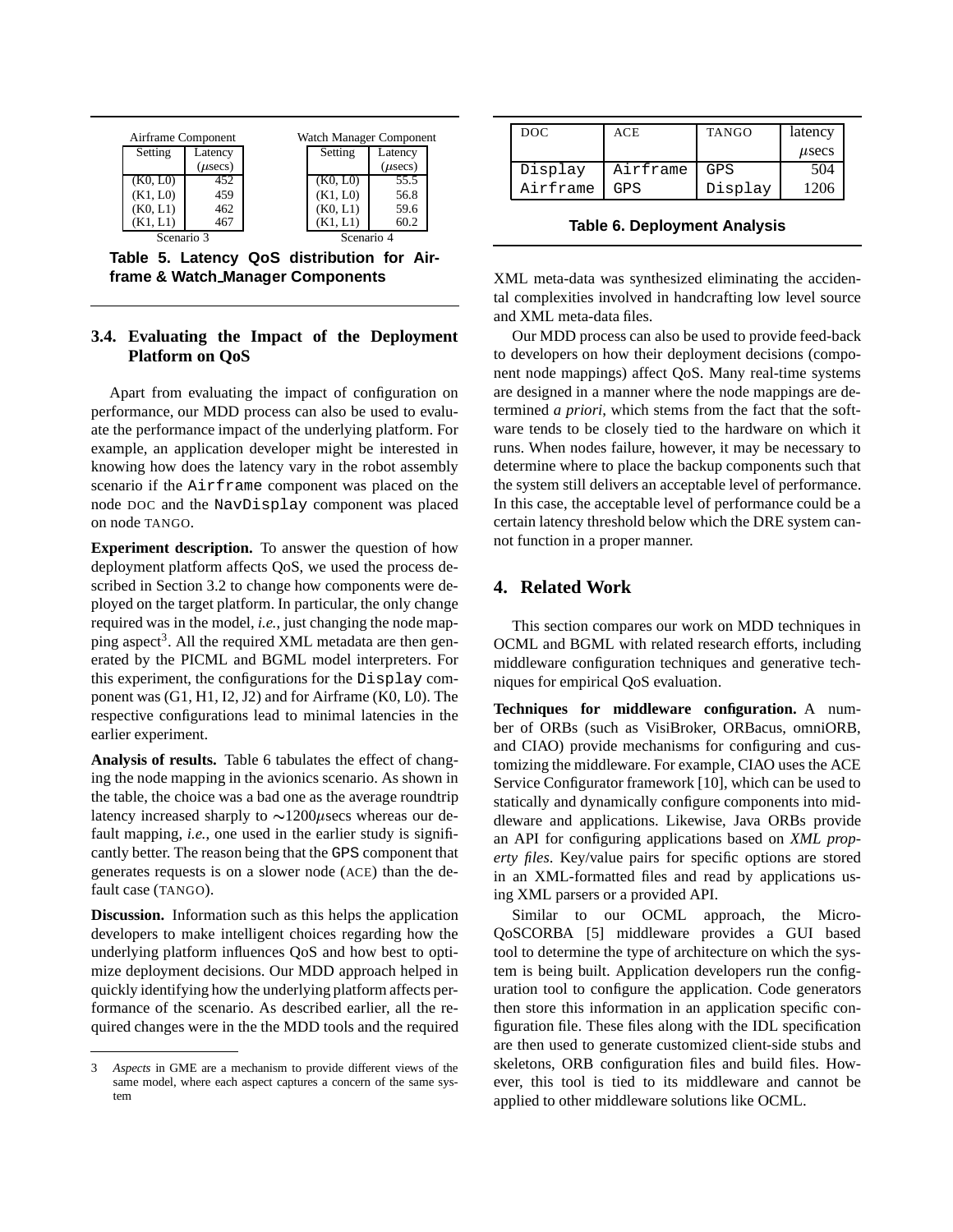| Airframe Component | | | Watch Manager Component | |
|---|---|---|---|---|
| Setting | Latency ($\mu$secs) | | Setting | Latency ($\mu$secs) |
| (K0, L0) | 452 | | (K0, L0) | 55.5 |
| (K1, L0) | 459 | | (K1, L0) | 56.8 |
| (K0, L1) | 462 | | (K0, L1) | 59.6 |
| (K1, L1) | 467 | | (K1, L1) | 60.2 |
| Scenario 3 | | | Scenario 4 | |

**Table 5. Latency QoS distribution for Airframe & Watch_Manager Components**

### 3.4. Evaluating the Impact of the Deployment Platform on QoS

Apart from evaluating the impact of configuration on performance, our MDD process can also be used to evaluate the performance impact of the underlying platform. For example, an application developer might be interested in knowing how does the latency vary in the robot assembly scenario if the `Airframe` component was placed on the node DOC and the `NavDisplay` component was placed on node TANGO.

**Experiment description.** To answer the question of how deployment platform affects QoS, we used the process described in Section 3.2 to change how components were deployed on the target platform. In particular, the only change required was in the model, *i.e.,* just changing the node mapping aspect[3]. All the required XML metadata are then generated by the PICML and BGML model interpreters. For this experiment, the configurations for the `Display` component was (G1, H1, I2, J2) and for Airframe (K0, L0). The respective configurations lead to minimal latencies in the earlier experiment.

**Analysis of results.** Table 6 tabulates the effect of changing the node mapping in the avionics scenario. As shown in the table, the choice was a bad one as the average roundtrip latency increased sharply to $\sim$1200$\mu$secs whereas our default mapping, *i.e.,* one used in the earlier study is significantly better. The reason being that the `GPS` component that generates requests is on a slower node (ACE) than the default case (TANGO).

**Discussion.** Information such as this helps the application developers to make intelligent choices regarding how the underlying platform influences QoS and how best to optimize deployment decisions. Our MDD approach helped in quickly identifying how the underlying platform affects performance of the scenario. As described earlier, all the required changes were in the the MDD tools and the required XML meta-data was synthesized eliminating the accidental complexities involved in handcrafting low level source and XML meta-data files.

| DOC | ACE | TANGO | latency $\mu$secs |
|---|---|---|---|
| `Display` | `Airframe` | `GPS` | 504 |
| `Airframe` | `GPS` | `Display` | 1206 |

**Table 6. Deployment Analysis**

Our MDD process can also be used to provide feed-back to developers on how their deployment decisions (component node mappings) affect QoS. Many real-time systems are designed in a manner where the node mappings are determined *a priori*, which stems from the fact that the software tends to be closely tied to the hardware on which it runs. When nodes failure, however, it may be necessary to determine where to place the backup components such that the system still delivers an acceptable level of performance. In this case, the acceptable level of performance could be a certain latency threshold below which the DRE system cannot function in a proper manner.

## 4. Related Work

This section compares our work on MDD techniques in OCML and BGML with related research efforts, including middleware configuration techniques and generative techniques for empirical QoS evaluation.

**Techniques for middleware configuration.** A number of ORBs (such as VisiBroker, ORBacus, omniORB, and CIAO) provide mechanisms for configuring and customizing the middleware. For example, CIAO uses the ACE Service Configurator framework [10], which can be used to statically and dynamically configure components into middleware and applications. Likewise, Java ORBs provide an API for configuring applications based on *XML property files*. Key/value pairs for specific options are stored in an XML-formatted files and read by applications using XML parsers or a provided API.

Similar to our OCML approach, the Micro-QoSCORBA [5] middleware provides a GUI based tool to determine the type of architecture on which the system is being built. Application developers run the configuration tool to configure the application. Code generators then store this information in an application specific configuration file. These files along with the IDL specification are then used to generate customized client-side stubs and skeletons, ORB configuration files and build files. However, this tool is tied to its middleware and cannot be applied to other middleware solutions like OCML.

---

3 *Aspects* in GME are a mechanism to provide different views of the same model, where each aspect captures a concern of the same system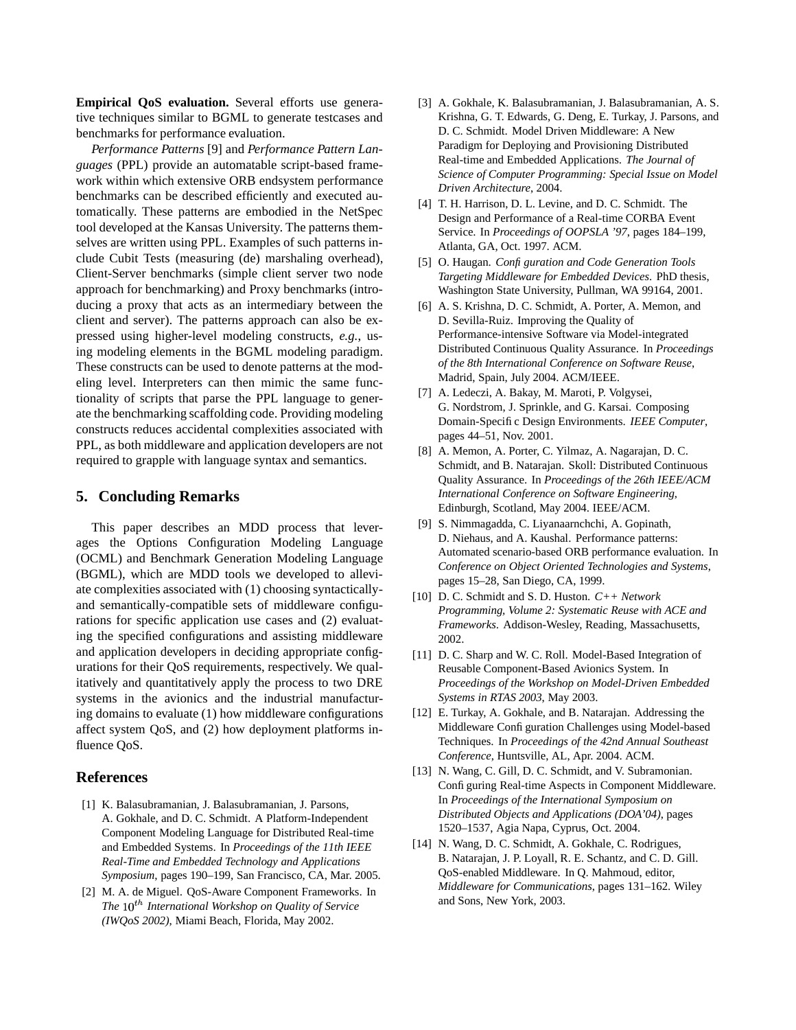**Empirical QoS evaluation.** Several efforts use generative techniques similar to BGML to generate testcases and benchmarks for performance evaluation.

*Performance Patterns* [9] and *Performance Pattern Languages* (PPL) provide an automatable script-based framework within which extensive ORB endsystem performance benchmarks can be described efficiently and executed automatically. These patterns are embodied in the NetSpec tool developed at the Kansas University. The patterns themselves are written using PPL. Examples of such patterns include Cubit Tests (measuring (de) marshaling overhead), Client-Server benchmarks (simple client server two node approach for benchmarking) and Proxy benchmarks (introducing a proxy that acts as an intermediary between the client and server). The patterns approach can also be expressed using higher-level modeling constructs, *e.g.*, using modeling elements in the BGML modeling paradigm. These constructs can be used to denote patterns at the modeling level. Interpreters can then mimic the same functionality of scripts that parse the PPL language to generate the benchmarking scaffolding code. Providing modeling constructs reduces accidental complexities associated with PPL, as both middleware and application developers are not required to grapple with language syntax and semantics.

## 5. Concluding Remarks

This paper describes an MDD process that leverages the Options Configuration Modeling Language (OCML) and Benchmark Generation Modeling Language (BGML), which are MDD tools we developed to alleviate complexities associated with (1) choosing syntactically- and semantically-compatible sets of middleware configurations for specific application use cases and (2) evaluating the specified configurations and assisting middleware and application developers in deciding appropriate configurations for their QoS requirements, respectively. We qualitatively and quantitatively apply the process to two DRE systems in the avionics and the industrial manufacturing domains to evaluate (1) how middleware configurations affect system QoS, and (2) how deployment platforms influence QoS.

## References

[1] K. Balasubramanian, J. Balasubramanian, J. Parsons, A. Gokhale, and D. C. Schmidt. A Platform-Independent Component Modeling Language for Distributed Real-time and Embedded Systems. In *Proceedings of the 11th IEEE Real-Time and Embedded Technology and Applications Symposium*, pages 190–199, San Francisco, CA, Mar. 2005.

[2] M. A. de Miguel. QoS-Aware Component Frameworks. In *The* $10^{th}$ *International Workshop on Quality of Service (IWQoS 2002)*, Miami Beach, Florida, May 2002.

[3] A. Gokhale, K. Balasubramanian, J. Balasubramanian, A. S. Krishna, G. T. Edwards, G. Deng, E. Turkay, J. Parsons, and D. C. Schmidt. Model Driven Middleware: A New Paradigm for Deploying and Provisioning Distributed Real-time and Embedded Applications. *The Journal of Science of Computer Programming: Special Issue on Model Driven Architecture*, 2004.

[4] T. H. Harrison, D. L. Levine, and D. C. Schmidt. The Design and Performance of a Real-time CORBA Event Service. In *Proceedings of OOPSLA '97*, pages 184–199, Atlanta, GA, Oct. 1997. ACM.

[5] O. Haugan. *Configuration and Code Generation Tools Targeting Middleware for Embedded Devices*. PhD thesis, Washington State University, Pullman, WA 99164, 2001.

[6] A. S. Krishna, D. C. Schmidt, A. Porter, A. Memon, and D. Sevilla-Ruiz. Improving the Quality of Performance-intensive Software via Model-integrated Distributed Continuous Quality Assurance. In *Proceedings of the 8th International Conference on Software Reuse*, Madrid, Spain, July 2004. ACM/IEEE.

[7] A. Ledeczi, A. Bakay, M. Maroti, P. Volgysei, G. Nordstrom, J. Sprinkle, and G. Karsai. Composing Domain-Specific Design Environments. *IEEE Computer*, pages 44–51, Nov. 2001.

[8] A. Memon, A. Porter, C. Yilmaz, A. Nagarajan, D. C. Schmidt, and B. Natarajan. Skoll: Distributed Continuous Quality Assurance. In *Proceedings of the 26th IEEE/ACM International Conference on Software Engineering*, Edinburgh, Scotland, May 2004. IEEE/ACM.

[9] S. Nimmagadda, C. Liyanaarnchchi, A. Gopinath, D. Niehaus, and A. Kaushal. Performance patterns: Automated scenario-based ORB performance evaluation. In *Conference on Object Oriented Technologies and Systems*, pages 15–28, San Diego, CA, 1999.

[10] D. C. Schmidt and S. D. Huston. *C++ Network Programming, Volume 2: Systematic Reuse with ACE and Frameworks*. Addison-Wesley, Reading, Massachusetts, 2002.

[11] D. C. Sharp and W. C. Roll. Model-Based Integration of Reusable Component-Based Avionics System. In *Proceedings of the Workshop on Model-Driven Embedded Systems in RTAS 2003*, May 2003.

[12] E. Turkay, A. Gokhale, and B. Natarajan. Addressing the Middleware Configuration Challenges using Model-based Techniques. In *Proceedings of the 42nd Annual Southeast Conference*, Huntsville, AL, Apr. 2004. ACM.

[13] N. Wang, C. Gill, D. C. Schmidt, and V. Subramonian. Configuring Real-time Aspects in Component Middleware. In *Proceedings of the International Symposium on Distributed Objects and Applications (DOA'04)*, pages 1520–1537, Agia Napa, Cyprus, Oct. 2004.

[14] N. Wang, D. C. Schmidt, A. Gokhale, C. Rodrigues, B. Natarajan, J. P. Loyall, R. E. Schantz, and C. D. Gill. QoS-enabled Middleware. In Q. Mahmoud, editor, *Middleware for Communications*, pages 131–162. Wiley and Sons, New York, 2003.